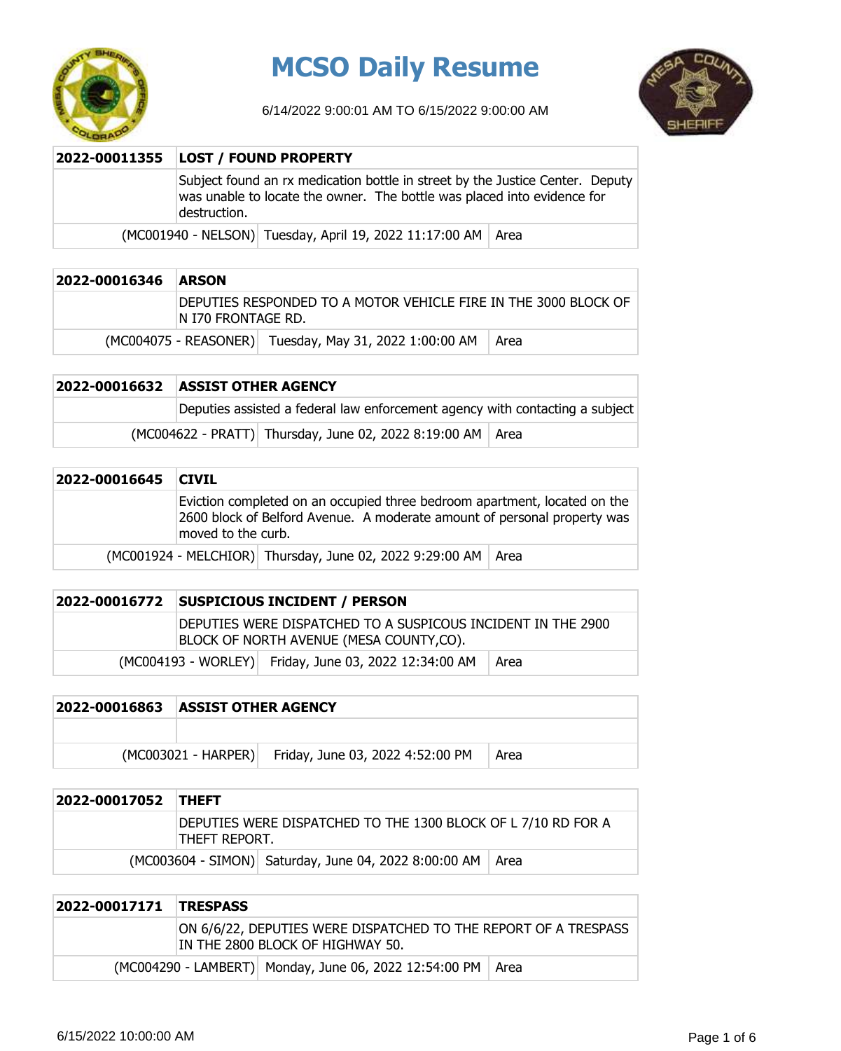# MCSO Daily Resume

6/14/2022 9:00:01 AM TO 6/15/2022 9:00:00 AM

| 2022-00011355 | LOST / FOUND PROPERTY | |
|---|---|---|
| | Subject found an rx medication bottle in street by the Justice Center. Deputy was unable to locate the owner. The bottle was placed into evidence for destruction. | |
| (MC001940 - NELSON) | Tuesday, April 19, 2022 11:17:00 AM | Area |

| 2022-00016346 | ARSON | |
|---|---|---|
| | DEPUTIES RESPONDED TO A MOTOR VEHICLE FIRE IN THE 3000 BLOCK OF N I70 FRONTAGE RD. | |
| (MC004075 - REASONER) | Tuesday, May 31, 2022 1:00:00 AM | Area |

| 2022-00016632 | ASSIST OTHER AGENCY | |
|---|---|---|
| | Deputies assisted a federal law enforcement agency with contacting a subject | |
| (MC004622 - PRATT) | Thursday, June 02, 2022 8:19:00 AM | Area |

| 2022-00016645 | CIVIL | |
|---|---|---|
| | Eviction completed on an occupied three bedroom apartment, located on the 2600 block of Belford Avenue. A moderate amount of personal property was moved to the curb. | |
| (MC001924 - MELCHIOR) | Thursday, June 02, 2022 9:29:00 AM | Area |

| 2022-00016772 | SUSPICIOUS INCIDENT / PERSON | |
|---|---|---|
| | DEPUTIES WERE DISPATCHED TO A SUSPICOUS INCIDENT IN THE 2900 BLOCK OF NORTH AVENUE (MESA COUNTY,CO). | |
| (MC004193 - WORLEY) | Friday, June 03, 2022 12:34:00 AM | Area |

| 2022-00016863 | ASSIST OTHER AGENCY | |
|---|---|---|
| | | |
| (MC003021 - HARPER) | Friday, June 03, 2022 4:52:00 PM | Area |

| 2022-00017052 | THEFT | |
|---|---|---|
| | DEPUTIES WERE DISPATCHED TO THE 1300 BLOCK OF L 7/10 RD FOR A THEFT REPORT. | |
| (MC003604 - SIMON) | Saturday, June 04, 2022 8:00:00 AM | Area |

| 2022-00017171 | TRESPASS | |
|---|---|---|
| | ON 6/6/22, DEPUTIES WERE DISPATCHED TO THE REPORT OF A TRESPASS IN THE 2800 BLOCK OF HIGHWAY 50. | |
| (MC004290 - LAMBERT) | Monday, June 06, 2022 12:54:00 PM | Area |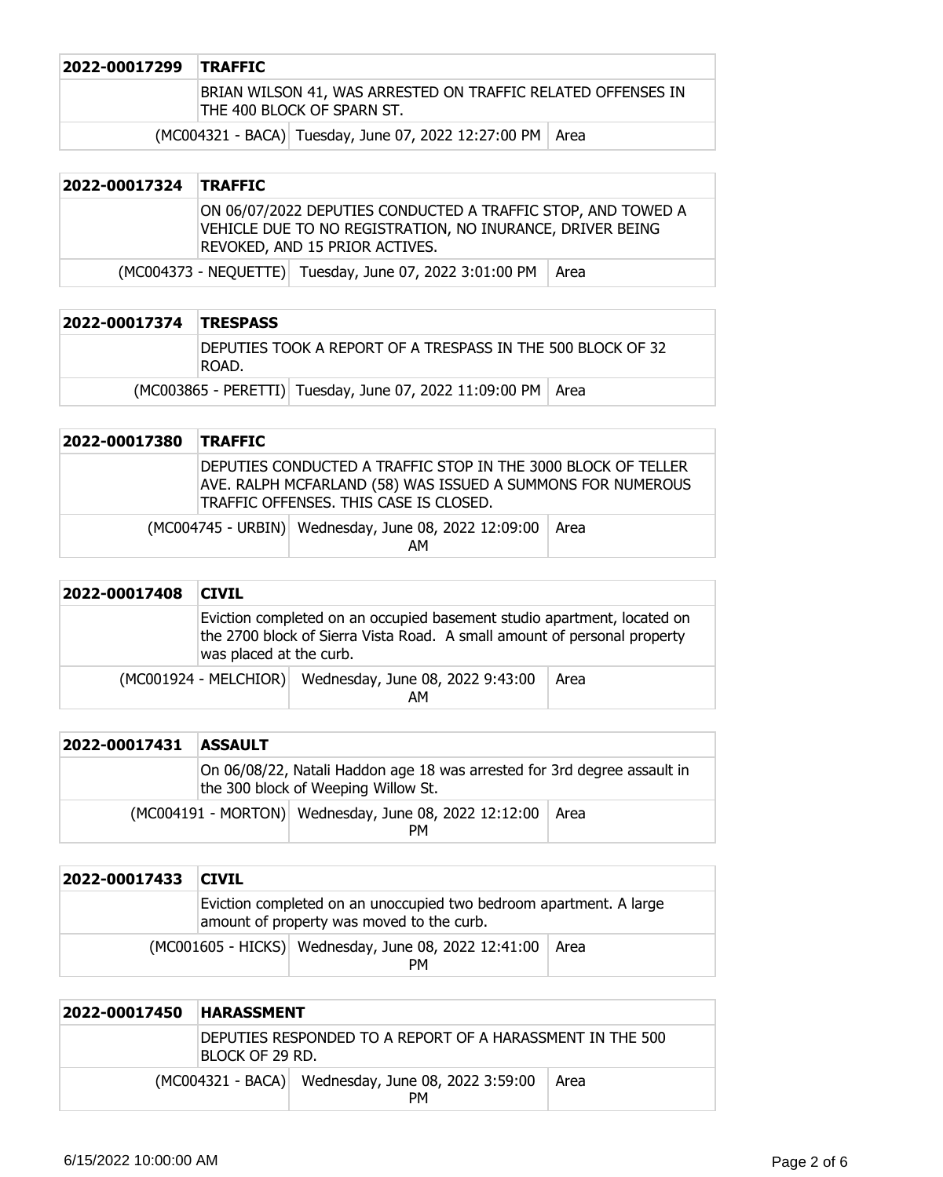| 2022-00017299 | TRAFFIC | |
|---|---|---|
| | BRIAN WILSON 41, WAS ARRESTED ON TRAFFIC RELATED OFFENSES IN THE 400 BLOCK OF SPARN ST. | |
| (MC004321 - BACA) | Tuesday, June 07, 2022 12:27:00 PM | Area |

| 2022-00017324 | TRAFFIC | |
|---|---|---|
| | ON 06/07/2022 DEPUTIES CONDUCTED A TRAFFIC STOP, AND TOWED A VEHICLE DUE TO NO REGISTRATION, NO INURANCE, DRIVER BEING REVOKED, AND 15 PRIOR ACTIVES. | |
| (MC004373 - NEQUETTE) | Tuesday, June 07, 2022 3:01:00 PM | Area |

| 2022-00017374 | TRESPASS | |
|---|---|---|
| | DEPUTIES TOOK A REPORT OF A TRESPASS IN THE 500 BLOCK OF 32 ROAD. | |
| (MC003865 - PERETTI) | Tuesday, June 07, 2022 11:09:00 PM | Area |

| 2022-00017380 | TRAFFIC | |
|---|---|---|
| | DEPUTIES CONDUCTED A TRAFFIC STOP IN THE 3000 BLOCK OF TELLER AVE. RALPH MCFARLAND (58) WAS ISSUED A SUMMONS FOR NUMEROUS TRAFFIC OFFENSES. THIS CASE IS CLOSED. | |
| (MC004745 - URBIN) | Wednesday, June 08, 2022 12:09:00 AM | Area |

| 2022-00017408 | CIVIL | |
|---|---|---|
| | Eviction completed on an occupied basement studio apartment, located on the 2700 block of Sierra Vista Road. A small amount of personal property was placed at the curb. | |
| (MC001924 - MELCHIOR) | Wednesday, June 08, 2022 9:43:00 AM | Area |

| 2022-00017431 | ASSAULT | |
|---|---|---|
| | On 06/08/22, Natali Haddon age 18 was arrested for 3rd degree assault in the 300 block of Weeping Willow St. | |
| (MC004191 - MORTON) | Wednesday, June 08, 2022 12:12:00 PM | Area |

| 2022-00017433 | CIVIL | |
|---|---|---|
| | Eviction completed on an unoccupied two bedroom apartment. A large amount of property was moved to the curb. | |
| (MC001605 - HICKS) | Wednesday, June 08, 2022 12:41:00 PM | Area |

| 2022-00017450 | HARASSMENT | |
|---|---|---|
| | DEPUTIES RESPONDED TO A REPORT OF A HARASSMENT IN THE 500 BLOCK OF 29 RD. | |
| (MC004321 - BACA) | Wednesday, June 08, 2022 3:59:00 PM | Area |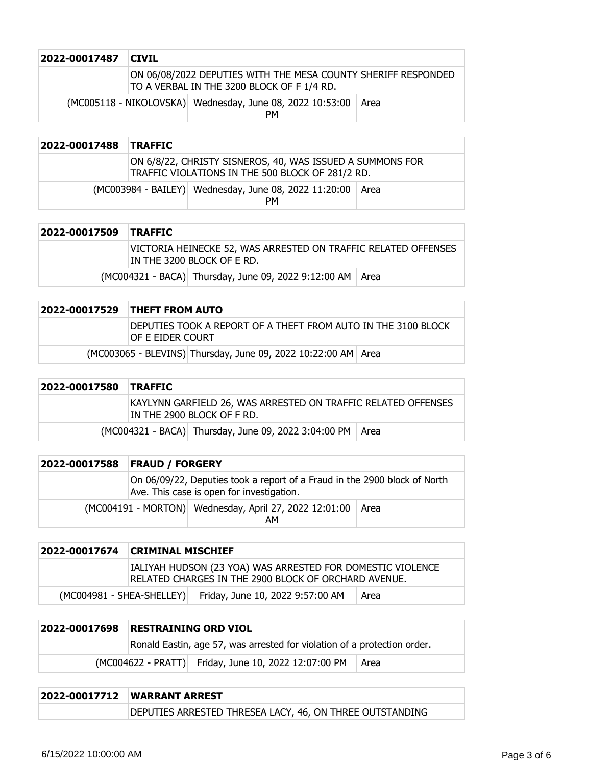| 2022-00017487 | CIVIL | |
|---|---|---|
| | ON 06/08/2022 DEPUTIES WITH THE MESA COUNTY SHERIFF RESPONDED TO A VERBAL IN THE 3200 BLOCK OF F 1/4 RD. | |
| (MC005118 - NIKOLOVSKA) | Wednesday, June 08, 2022 10:53:00 PM | Area |

| 2022-00017488 | TRAFFIC | |
|---|---|---|
| | ON 6/8/22, CHRISTY SISNEROS, 40, WAS ISSUED A SUMMONS FOR TRAFFIC VIOLATIONS IN THE 500 BLOCK OF 281/2 RD. | |
| (MC003984 - BAILEY) | Wednesday, June 08, 2022 11:20:00 PM | Area |

| 2022-00017509 | TRAFFIC | |
|---|---|---|
| | VICTORIA HEINECKE 52, WAS ARRESTED ON TRAFFIC RELATED OFFENSES IN THE 3200 BLOCK OF E RD. | |
| (MC004321 - BACA) | Thursday, June 09, 2022 9:12:00 AM | Area |

| 2022-00017529 | THEFT FROM AUTO | |
|---|---|---|
| | DEPUTIES TOOK A REPORT OF A THEFT FROM AUTO IN THE 3100 BLOCK OF E EIDER COURT | |
| (MC003065 - BLEVINS) | Thursday, June 09, 2022 10:22:00 AM | Area |

| 2022-00017580 | TRAFFIC | |
|---|---|---|
| | KAYLYNN GARFIELD 26, WAS ARRESTED ON TRAFFIC RELATED OFFENSES IN THE 2900 BLOCK OF F RD. | |
| (MC004321 - BACA) | Thursday, June 09, 2022 3:04:00 PM | Area |

| 2022-00017588 | FRAUD / FORGERY | |
|---|---|---|
| | On 06/09/22, Deputies took a report of a Fraud in the 2900 block of North Ave. This case is open for investigation. | |
| (MC004191 - MORTON) | Wednesday, April 27, 2022 12:01:00 AM | Area |

| 2022-00017674 | CRIMINAL MISCHIEF | |
|---|---|---|
| | IALIYAH HUDSON (23 YOA) WAS ARRESTED FOR DOMESTIC VIOLENCE RELATED CHARGES IN THE 2900 BLOCK OF ORCHARD AVENUE. | |
| (MC004981 - SHEA-SHELLEY) | Friday, June 10, 2022 9:57:00 AM | Area |

| 2022-00017698 | RESTRAINING ORD VIOL | |
|---|---|---|
| | Ronald Eastin, age 57, was arrested for violation of a protection order. | |
| (MC004622 - PRATT) | Friday, June 10, 2022 12:07:00 PM | Area |

| 2022-00017712 | WARRANT ARREST |
|---|---|
| | DEPUTIES ARRESTED THRESEA LACY, 46, ON THREE OUTSTANDING |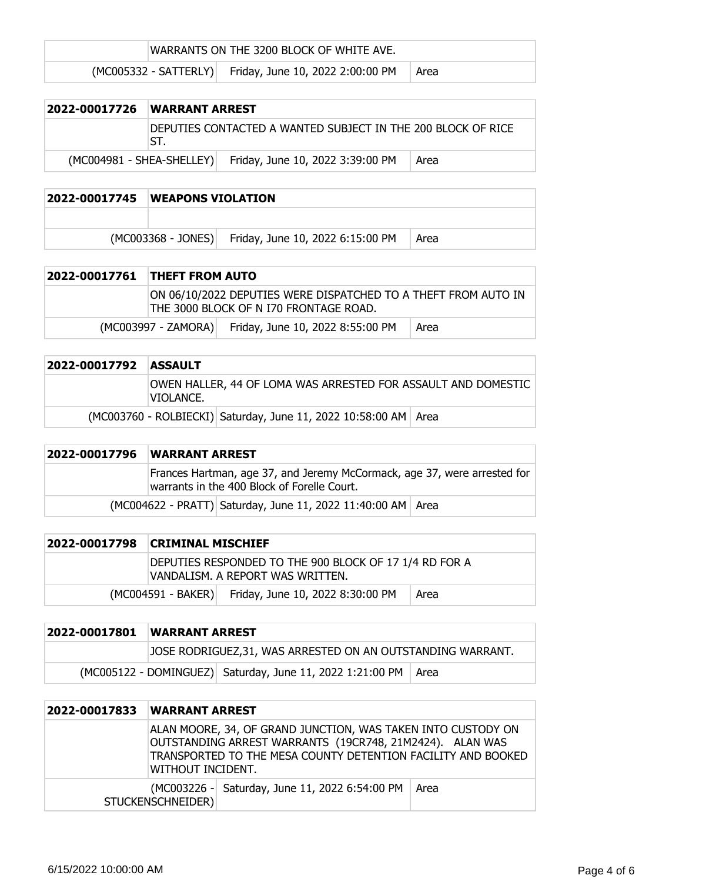| | WARRANTS ON THE 3200 BLOCK OF WHITE AVE. | |
|---|---|---|
| (MC005332 - SATTERLY) | Friday, June 10, 2022 2:00:00 PM | Area |

| 2022-00017726 | WARRANT ARREST | |
|---|---|---|
| | DEPUTIES CONTACTED A WANTED SUBJECT IN THE 200 BLOCK OF RICE ST. | |
| (MC004981 - SHEA-SHELLEY) | Friday, June 10, 2022 3:39:00 PM | Area |

| 2022-00017745 | WEAPONS VIOLATION | |
|---|---|---|
| | | |
| (MC003368 - JONES) | Friday, June 10, 2022 6:15:00 PM | Area |

| 2022-00017761 | THEFT FROM AUTO | |
|---|---|---|
| | ON 06/10/2022 DEPUTIES WERE DISPATCHED TO A THEFT FROM AUTO IN THE 3000 BLOCK OF N I70 FRONTAGE ROAD. | |
| (MC003997 - ZAMORA) | Friday, June 10, 2022 8:55:00 PM | Area |

| 2022-00017792 | ASSAULT | |
|---|---|---|
| | OWEN HALLER, 44 OF LOMA WAS ARRESTED FOR ASSAULT AND DOMESTIC VIOLANCE. | |
| (MC003760 - ROLBIECKI) | Saturday, June 11, 2022 10:58:00 AM | Area |

| 2022-00017796 | WARRANT ARREST | |
|---|---|---|
| | Frances Hartman, age 37, and Jeremy McCormack, age 37, were arrested for warrants in the 400 Block of Forelle Court. | |
| (MC004622 - PRATT) | Saturday, June 11, 2022 11:40:00 AM | Area |

| 2022-00017798 | CRIMINAL MISCHIEF | |
|---|---|---|
| | DEPUTIES RESPONDED TO THE 900 BLOCK OF 17 1/4 RD FOR A VANDALISM. A REPORT WAS WRITTEN. | |
| (MC004591 - BAKER) | Friday, June 10, 2022 8:30:00 PM | Area |

| 2022-00017801 | WARRANT ARREST | |
|---|---|---|
| | JOSE RODRIGUEZ,31, WAS ARRESTED ON AN OUTSTANDING WARRANT. | |
| (MC005122 - DOMINGUEZ) | Saturday, June 11, 2022 1:21:00 PM | Area |

| 2022-00017833 | WARRANT ARREST | |
|---|---|---|
| | ALAN MOORE, 34, OF GRAND JUNCTION, WAS TAKEN INTO CUSTODY ON OUTSTANDING ARREST WARRANTS (19CR748, 21M2424). ALAN WAS TRANSPORTED TO THE MESA COUNTY DETENTION FACILITY AND BOOKED WITHOUT INCIDENT. | |
| (MC003226 - STUCKENSCHNEIDER) | Saturday, June 11, 2022 6:54:00 PM | Area |

6/15/2022 10:00:00 AM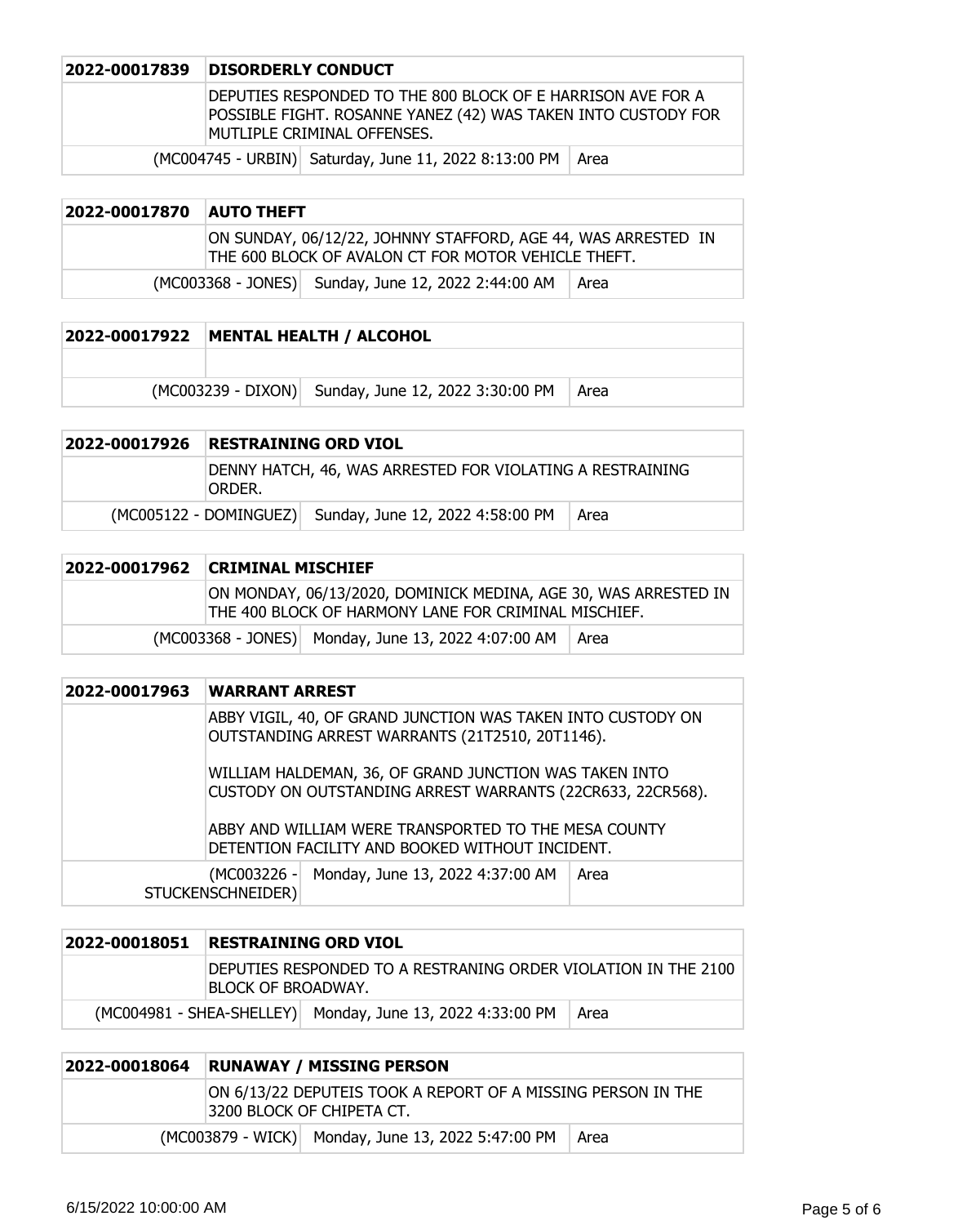| 2022-00017839 | DISORDERLY CONDUCT | |
|---|---|---|
| | DEPUTIES RESPONDED TO THE 800 BLOCK OF E HARRISON AVE FOR A POSSIBLE FIGHT. ROSANNE YANEZ (42) WAS TAKEN INTO CUSTODY FOR MUTLIPLE CRIMINAL OFFENSES. | |
| (MC004745 - URBIN) | Saturday, June 11, 2022 8:13:00 PM | Area |

| 2022-00017870 | AUTO THEFT | |
|---|---|---|
| | ON SUNDAY, 06/12/22, JOHNNY STAFFORD, AGE 44, WAS ARRESTED IN THE 600 BLOCK OF AVALON CT FOR MOTOR VEHICLE THEFT. | |
| (MC003368 - JONES) | Sunday, June 12, 2022 2:44:00 AM | Area |

| 2022-00017922 | MENTAL HEALTH / ALCOHOL | |
|---|---|---|
| | | |
| (MC003239 - DIXON) | Sunday, June 12, 2022 3:30:00 PM | Area |

| 2022-00017926 | RESTRAINING ORD VIOL | |
|---|---|---|
| | DENNY HATCH, 46, WAS ARRESTED FOR VIOLATING A RESTRAINING ORDER. | |
| (MC005122 - DOMINGUEZ) | Sunday, June 12, 2022 4:58:00 PM | Area |

| 2022-00017962 | CRIMINAL MISCHIEF | |
|---|---|---|
| | ON MONDAY, 06/13/2020, DOMINICK MEDINA, AGE 30, WAS ARRESTED IN THE 400 BLOCK OF HARMONY LANE FOR CRIMINAL MISCHIEF. | |
| (MC003368 - JONES) | Monday, June 13, 2022 4:07:00 AM | Area |

| 2022-00017963 | WARRANT ARREST | |
|---|---|---|
| | ABBY VIGIL, 40, OF GRAND JUNCTION WAS TAKEN INTO CUSTODY ON OUTSTANDING ARREST WARRANTS (21T2510, 20T1146).<br><br>WILLIAM HALDEMAN, 36, OF GRAND JUNCTION WAS TAKEN INTO CUSTODY ON OUTSTANDING ARREST WARRANTS (22CR633, 22CR568).<br><br>ABBY AND WILLIAM WERE TRANSPORTED TO THE MESA COUNTY DETENTION FACILITY AND BOOKED WITHOUT INCIDENT. | |
| (MC003226 - STUCKENSCHNEIDER) | Monday, June 13, 2022 4:37:00 AM | Area |

| 2022-00018051 | RESTRAINING ORD VIOL | |
|---|---|---|
| | DEPUTIES RESPONDED TO A RESTRANING ORDER VIOLATION IN THE 2100 BLOCK OF BROADWAY. | |
| (MC004981 - SHEA-SHELLEY) | Monday, June 13, 2022 4:33:00 PM | Area |

| 2022-00018064 | RUNAWAY / MISSING PERSON | |
|---|---|---|
| | ON 6/13/22 DEPUTEIS TOOK A REPORT OF A MISSING PERSON IN THE 3200 BLOCK OF CHIPETA CT. | |
| (MC003879 - WICK) | Monday, June 13, 2022 5:47:00 PM | Area |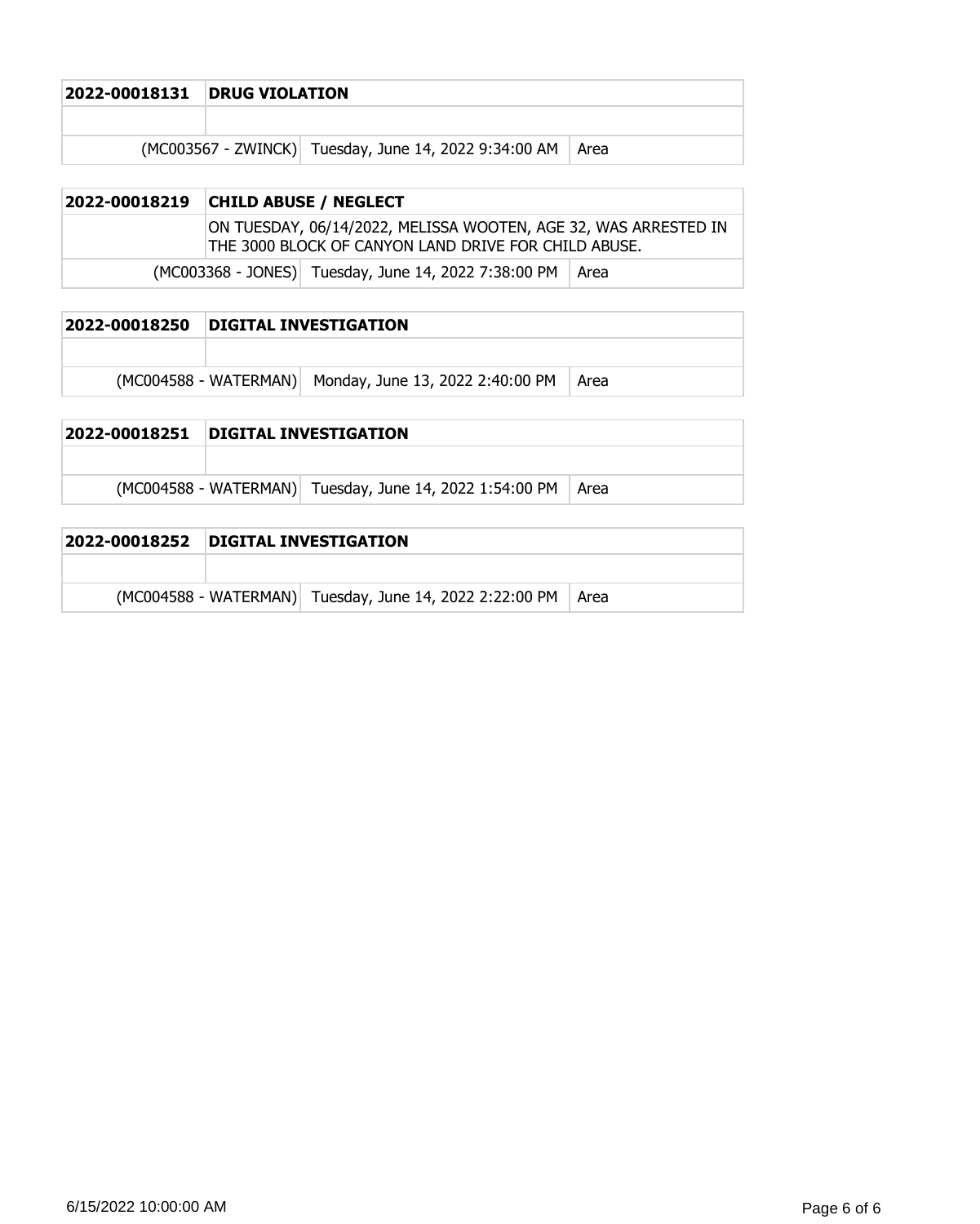| 2022-00018131 | DRUG VIOLATION | | |
| --- | --- | --- | --- |
| | | | |
| | (MC003567 - ZWINCK) | Tuesday, June 14, 2022 9:34:00 AM | Area |

| 2022-00018219 | CHILD ABUSE / NEGLECT | | |
| --- | --- | --- | --- |
| | ON TUESDAY, 06/14/2022, MELISSA WOOTEN, AGE 32, WAS ARRESTED IN THE 3000 BLOCK OF CANYON LAND DRIVE FOR CHILD ABUSE. | | |
| | (MC003368 - JONES) | Tuesday, June 14, 2022 7:38:00 PM | Area |

| 2022-00018250 | DIGITAL INVESTIGATION | | |
| --- | --- | --- | --- |
| | | | |
| | (MC004588 - WATERMAN) | Monday, June 13, 2022 2:40:00 PM | Area |

| 2022-00018251 | DIGITAL INVESTIGATION | | |
| --- | --- | --- | --- |
| | | | |
| | (MC004588 - WATERMAN) | Tuesday, June 14, 2022 1:54:00 PM | Area |

| 2022-00018252 | DIGITAL INVESTIGATION | | |
| --- | --- | --- | --- |
| | | | |
| | (MC004588 - WATERMAN) | Tuesday, June 14, 2022 2:22:00 PM | Area |

6/15/2022 10:00:00 AM